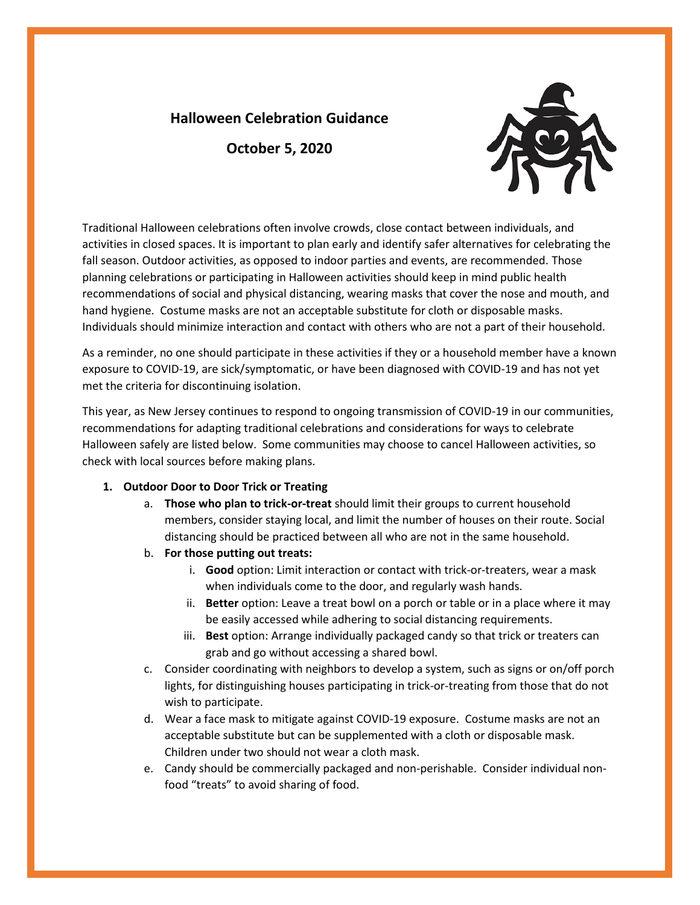# Halloween Celebration Guidance

## October 5, 2020

Traditional Halloween celebrations often involve crowds, close contact between individuals, and activities in closed spaces. It is important to plan early and identify safer alternatives for celebrating the fall season. Outdoor activities, as opposed to indoor parties and events, are recommended. Those planning celebrations or participating in Halloween activities should keep in mind public health recommendations of social and physical distancing, wearing masks that cover the nose and mouth, and hand hygiene. Costume masks are not an acceptable substitute for cloth or disposable masks. Individuals should minimize interaction and contact with others who are not a part of their household.

As a reminder, no one should participate in these activities if they or a household member have a known exposure to COVID-19, are sick/symptomatic, or have been diagnosed with COVID-19 and has not yet met the criteria for discontinuing isolation.

This year, as New Jersey continues to respond to ongoing transmission of COVID-19 in our communities, recommendations for adapting traditional celebrations and considerations for ways to celebrate Halloween safely are listed below. Some communities may choose to cancel Halloween activities, so check with local sources before making plans.

1. **Outdoor Door to Door Trick or Treating**
   a. **Those who plan to trick-or-treat** should limit their groups to current household members, consider staying local, and limit the number of houses on their route. Social distancing should be practiced between all who are not in the same household.
   b. **For those putting out treats:**
      i. **Good** option: Limit interaction or contact with trick-or-treaters, wear a mask when individuals come to the door, and regularly wash hands.
      ii. **Better** option: Leave a treat bowl on a porch or table or in a place where it may be easily accessed while adhering to social distancing requirements.
      iii. **Best** option: Arrange individually packaged candy so that trick or treaters can grab and go without accessing a shared bowl.
   c. Consider coordinating with neighbors to develop a system, such as signs or on/off porch lights, for distinguishing houses participating in trick-or-treating from those that do not wish to participate.
   d. Wear a face mask to mitigate against COVID-19 exposure. Costume masks are not an acceptable substitute but can be supplemented with a cloth or disposable mask. Children under two should not wear a cloth mask.
   e. Candy should be commercially packaged and non-perishable. Consider individual non-food "treats" to avoid sharing of food.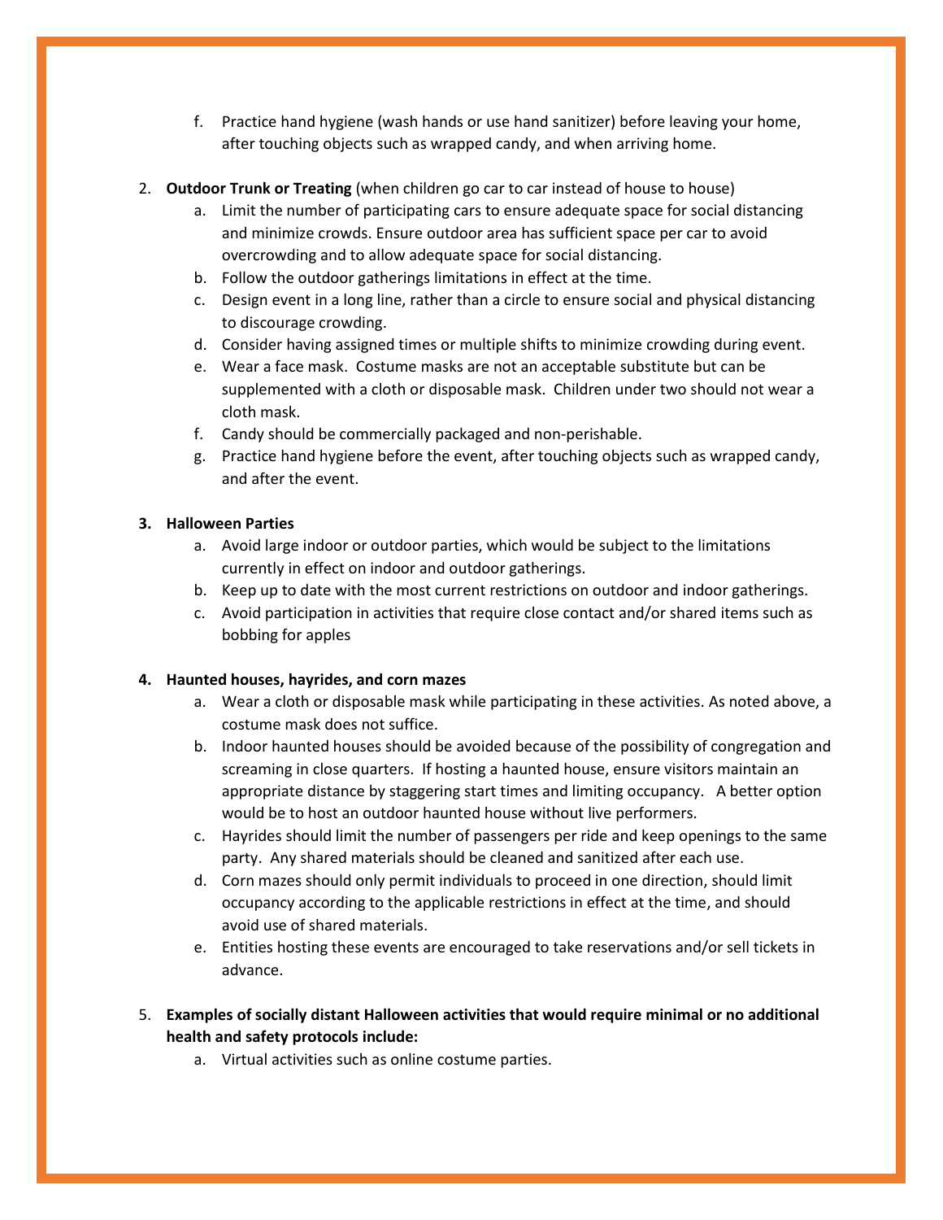f. Practice hand hygiene (wash hands or use hand sanitizer) before leaving your home, after touching objects such as wrapped candy, and when arriving home.

2. **Outdoor Trunk or Treating** (when children go car to car instead of house to house)
   a. Limit the number of participating cars to ensure adequate space for social distancing and minimize crowds. Ensure outdoor area has sufficient space per car to avoid overcrowding and to allow adequate space for social distancing.
   b. Follow the outdoor gatherings limitations in effect at the time.
   c. Design event in a long line, rather than a circle to ensure social and physical distancing to discourage crowding.
   d. Consider having assigned times or multiple shifts to minimize crowding during event.
   e. Wear a face mask. Costume masks are not an acceptable substitute but can be supplemented with a cloth or disposable mask. Children under two should not wear a cloth mask.
   f. Candy should be commercially packaged and non-perishable.
   g. Practice hand hygiene before the event, after touching objects such as wrapped candy, and after the event.

3. **Halloween Parties**
   a. Avoid large indoor or outdoor parties, which would be subject to the limitations currently in effect on indoor and outdoor gatherings.
   b. Keep up to date with the most current restrictions on outdoor and indoor gatherings.
   c. Avoid participation in activities that require close contact and/or shared items such as bobbing for apples

4. **Haunted houses, hayrides, and corn mazes**
   a. Wear a cloth or disposable mask while participating in these activities. As noted above, a costume mask does not suffice.
   b. Indoor haunted houses should be avoided because of the possibility of congregation and screaming in close quarters. If hosting a haunted house, ensure visitors maintain an appropriate distance by staggering start times and limiting occupancy. A better option would be to host an outdoor haunted house without live performers.
   c. Hayrides should limit the number of passengers per ride and keep openings to the same party. Any shared materials should be cleaned and sanitized after each use.
   d. Corn mazes should only permit individuals to proceed in one direction, should limit occupancy according to the applicable restrictions in effect at the time, and should avoid use of shared materials.
   e. Entities hosting these events are encouraged to take reservations and/or sell tickets in advance.

5. **Examples of socially distant Halloween activities that would require minimal or no additional health and safety protocols include:**
   a. Virtual activities such as online costume parties.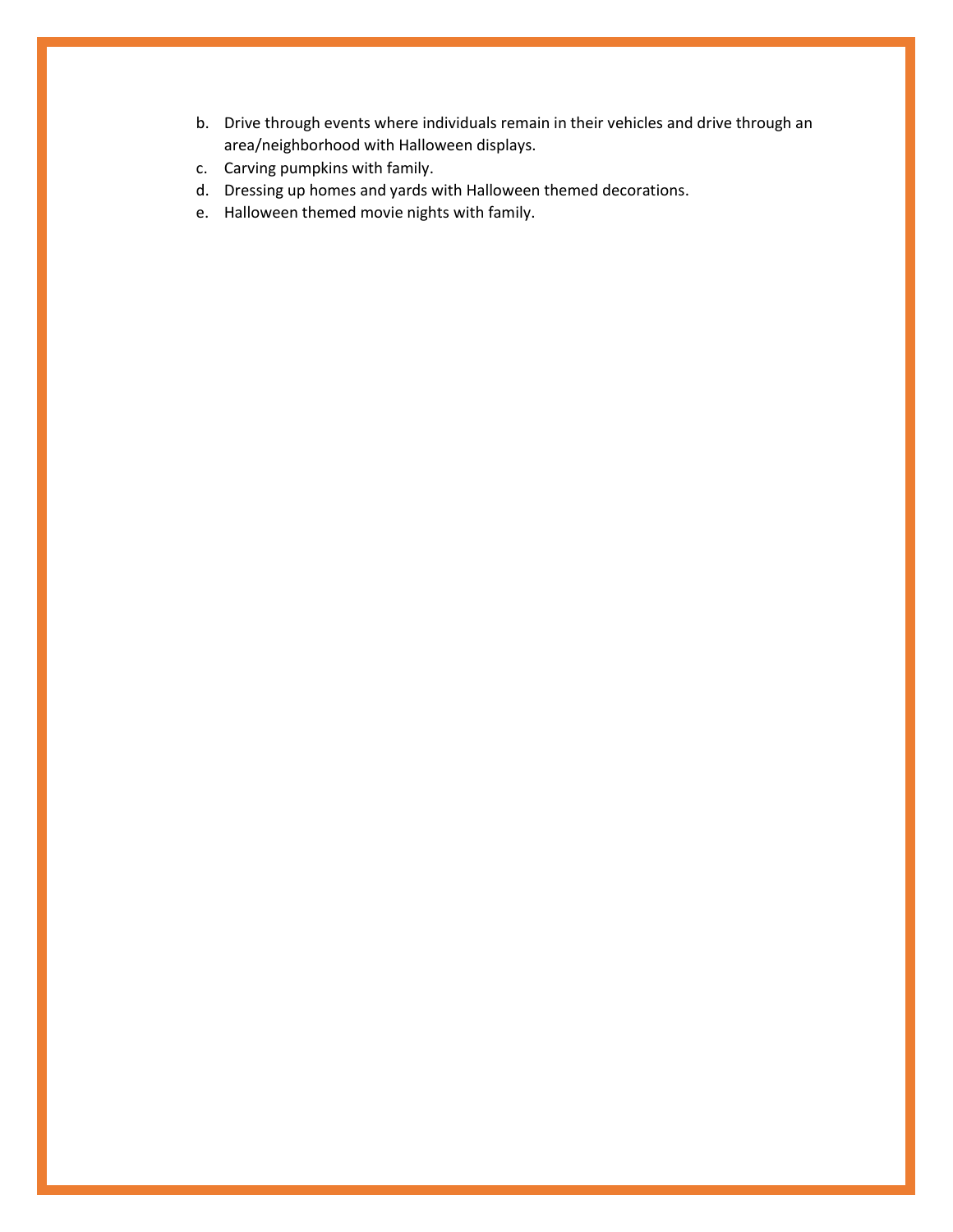b. Drive through events where individuals remain in their vehicles and drive through an area/neighborhood with Halloween displays.
c. Carving pumpkins with family.
d. Dressing up homes and yards with Halloween themed decorations.
e. Halloween themed movie nights with family.